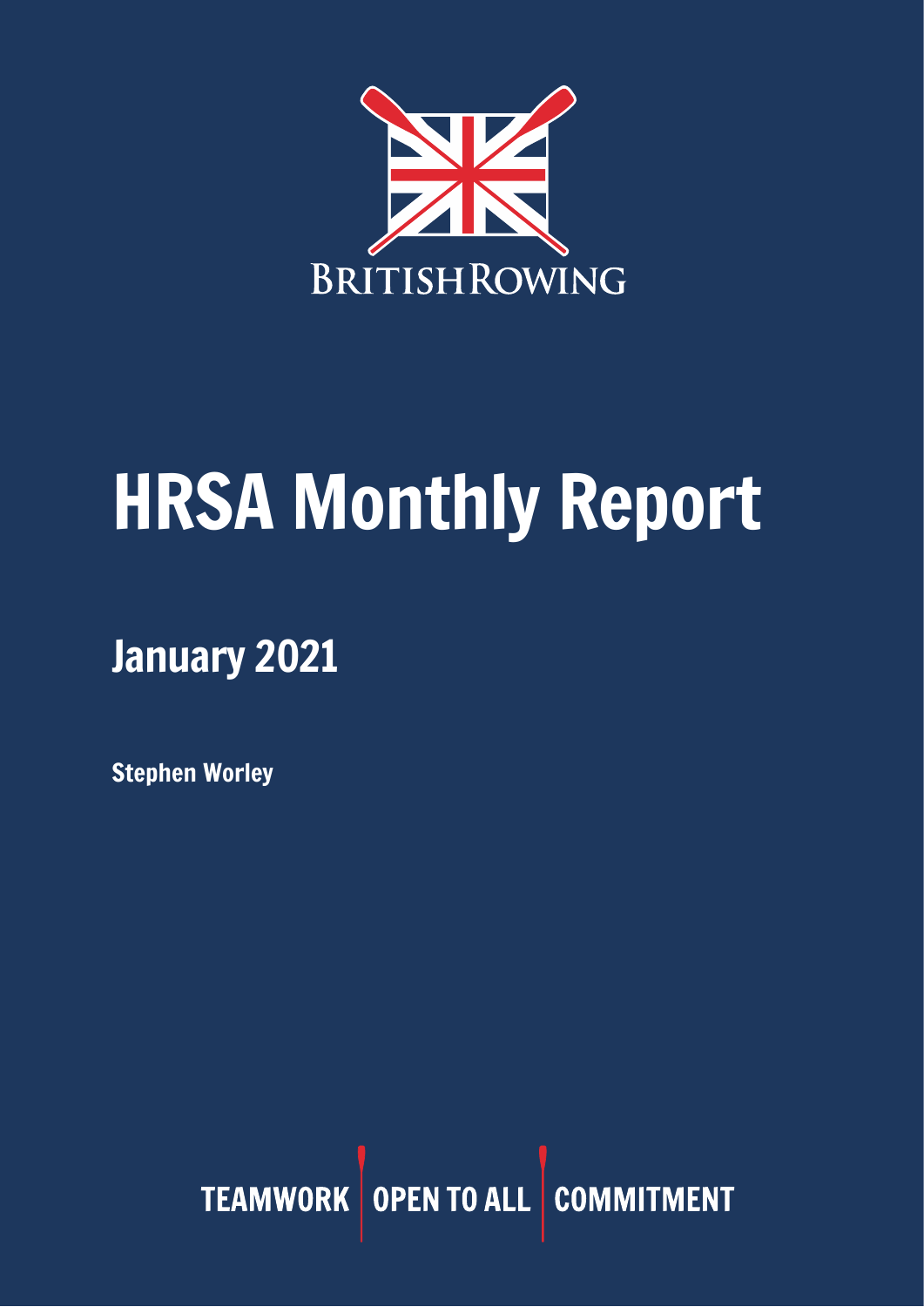BRITISHROWING

# HRSA Monthly Report

## January 2021

**Stephen Worley**

TEAMWORK | OPEN TO ALL | COMMITMENT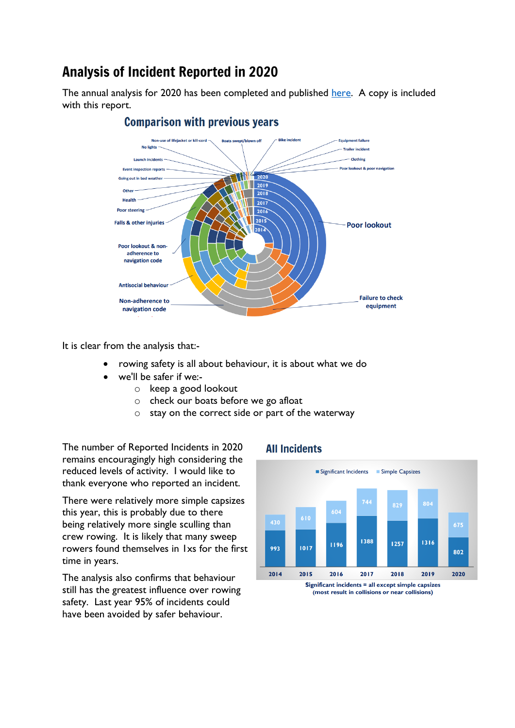# Analysis of Incident Reported in 2020

The annual analysis for 2020 has been completed and published [here](). A copy is included with this report.

## Comparison with previous years

It is clear from the analysis that:-

- rowing safety is all about behaviour, it is about what we do
- we'll be safer if we:-
    - keep a good lookout
    - check our boats before we go afloat
    - stay on the correct side or part of the waterway

The number of Reported Incidents in 2020 remains encouragingly high considering the reduced levels of activity. I would like to thank everyone who reported an incident.

There were relatively more simple capsizes this year, this is probably due to there being relatively more single sculling than crew rowing. It is likely that many sweep rowers found themselves in 1xs for the first time in years.

The analysis also confirms that behaviour still has the greatest influence over rowing safety. Last year 95% of incidents could have been avoided by safer behaviour.

## All Incidents

| Year | Significant Incidents | Simple Capsizes |
|---|---|---|
| 2014 | 993 | 430 |
| 2015 | 1017 | 610 |
| 2016 | 1196 | 604 |
| 2017 | 1388 | 744 |
| 2018 | 1257 | 829 |
| 2019 | 1316 | 804 |
| 2020 | 802 | 675 |

**Significant incidents = all except simple capsizes (most result in collisions or near collisions)**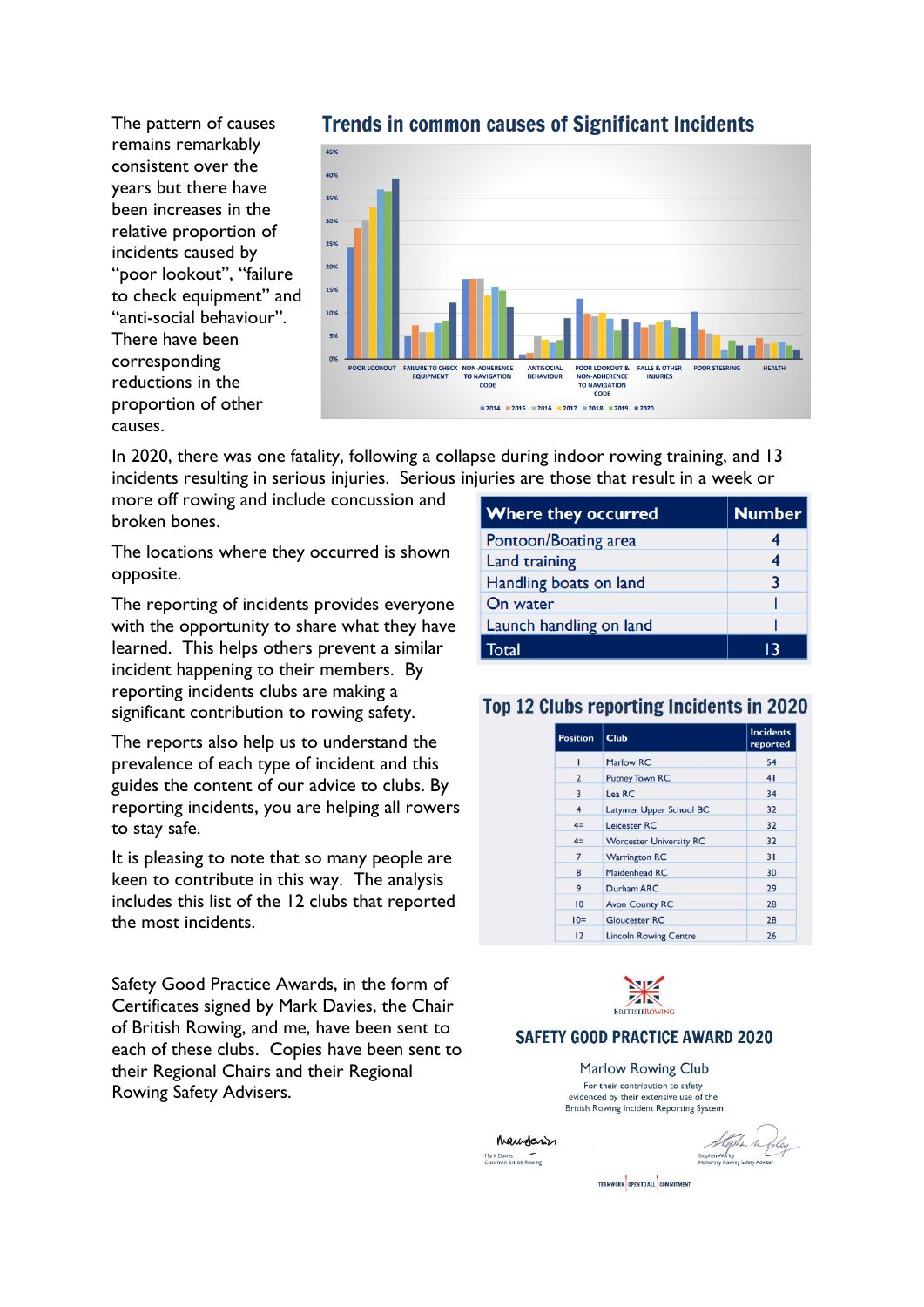The pattern of causes remains remarkably consistent over the years but there have been increases in the relative proportion of incidents caused by “poor lookout”, “failure to check equipment” and “anti-social behaviour”. There have been corresponding reductions in the proportion of other causes.

## Trends in common causes of Significant Incidents

In 2020, there was one fatality, following a collapse during indoor rowing training, and 13 incidents resulting in serious injuries. Serious injuries are those that result in a week or more off rowing and include concussion and broken bones.

The locations where they occurred is shown opposite.

| Where they occurred | Number |
|---|---|
| Pontoon/Boating area | 4 |
| Land training | 4 |
| Handling boats on land | 3 |
| On water | 1 |
| Launch handling on land | 1 |
| Total | 13 |

The reporting of incidents provides everyone with the opportunity to share what they have learned. This helps others prevent a similar incident happening to their members. By reporting incidents clubs are making a significant contribution to rowing safety.

The reports also help us to understand the prevalence of each type of incident and this guides the content of our advice to clubs. By reporting incidents, you are helping all rowers to stay safe.

It is pleasing to note that so many people are keen to contribute in this way. The analysis includes this list of the 12 clubs that reported the most incidents.

## Top 12 Clubs reporting Incidents in 2020

| Position | Club | Incidents reported |
|---|---|---|
| 1 | Marlow RC | 54 |
| 2 | Putney Town RC | 41 |
| 3 | Lea RC | 34 |
| 4 | Latymer Upper School BC | 32 |
| 4= | Leicester RC | 32 |
| 4= | Worcester University RC | 32 |
| 7 | Warrington RC | 31 |
| 8 | Maidenhead RC | 30 |
| 9 | Durham ARC | 29 |
| 10 | Avon County RC | 28 |
| 10= | Gloucester RC | 28 |
| 12 | Lincoln Rowing Centre | 26 |

Safety Good Practice Awards, in the form of Certificates signed by Mark Davies, the Chair of British Rowing, and me, have been sent to each of these clubs. Copies have been sent to their Regional Chairs and their Regional Rowing Safety Advisers.

BRITISH ROWING

**SAFETY GOOD PRACTICE AWARD 2020**

Marlow Rowing Club

For their contribution to safety evidenced by their extensive use of the British Rowing Incident Reporting System

Mark Davies
Chairman British Rowing

Stephen Worley
Honorary Rowing Safety Adviser

TEAMWORK | OPEN TO ALL | COMMITMENT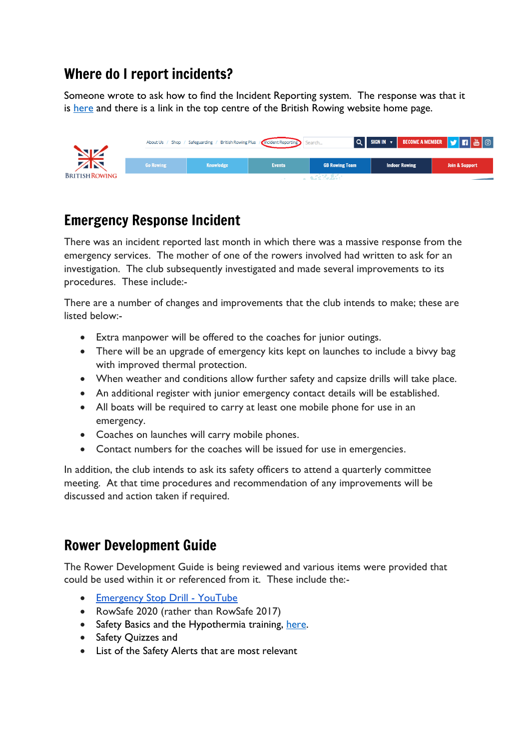## Where do I report incidents?

Someone wrote to ask how to find the Incident Reporting system. The response was that it is [here]() and there is a link in the top centre of the British Rowing website home page.

## Emergency Response Incident

There was an incident reported last month in which there was a massive response from the emergency services. The mother of one of the rowers involved had written to ask for an investigation. The club subsequently investigated and made several improvements to its procedures. These include:-

There are a number of changes and improvements that the club intends to make; these are listed below:-

- Extra manpower will be offered to the coaches for junior outings.
- There will be an upgrade of emergency kits kept on launches to include a bivvy bag with improved thermal protection.
- When weather and conditions allow further safety and capsize drills will take place.
- An additional register with junior emergency contact details will be established.
- All boats will be required to carry at least one mobile phone for use in an emergency.
- Coaches on launches will carry mobile phones.
- Contact numbers for the coaches will be issued for use in emergencies.

In addition, the club intends to ask its safety officers to attend a quarterly committee meeting. At that time procedures and recommendation of any improvements will be discussed and action taken if required.

## Rower Development Guide

The Rower Development Guide is being reviewed and various items were provided that could be used within it or referenced from it. These include the:-

- [Emergency Stop Drill - YouTube]()
- RowSafe 2020 (rather than RowSafe 2017)
- Safety Basics and the Hypothermia training, [here]().
- Safety Quizzes and
- List of the Safety Alerts that are most relevant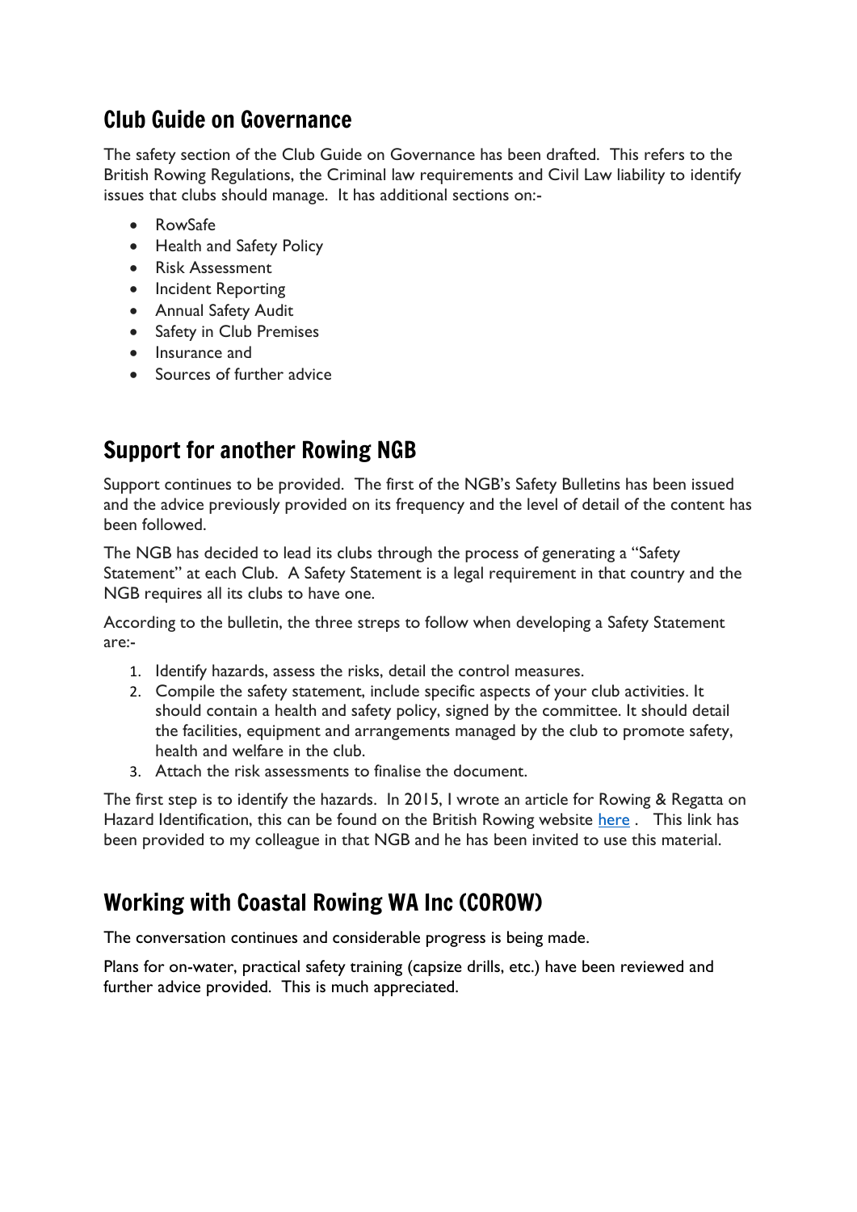## Club Guide on Governance

The safety section of the Club Guide on Governance has been drafted. This refers to the British Rowing Regulations, the Criminal law requirements and Civil Law liability to identify issues that clubs should manage. It has additional sections on:-

- RowSafe
- Health and Safety Policy
- Risk Assessment
- Incident Reporting
- Annual Safety Audit
- Safety in Club Premises
- Insurance and
- Sources of further advice

## Support for another Rowing NGB

Support continues to be provided. The first of the NGB's Safety Bulletins has been issued and the advice previously provided on its frequency and the level of detail of the content has been followed.

The NGB has decided to lead its clubs through the process of generating a "Safety Statement" at each Club. A Safety Statement is a legal requirement in that country and the NGB requires all its clubs to have one.

According to the bulletin, the three streps to follow when developing a Safety Statement are:-

1. Identify hazards, assess the risks, detail the control measures.
2. Compile the safety statement, include specific aspects of your club activities. It should contain a health and safety policy, signed by the committee. It should detail the facilities, equipment and arrangements managed by the club to promote safety, health and welfare in the club.
3. Attach the risk assessments to finalise the document.

The first step is to identify the hazards. In 2015, I wrote an article for Rowing & Regatta on Hazard Identification, this can be found on the British Rowing website here . This link has been provided to my colleague in that NGB and he has been invited to use this material.

## Working with Coastal Rowing WA Inc (COROW)

The conversation continues and considerable progress is being made.

Plans for on-water, practical safety training (capsize drills, etc.) have been reviewed and further advice provided. This is much appreciated.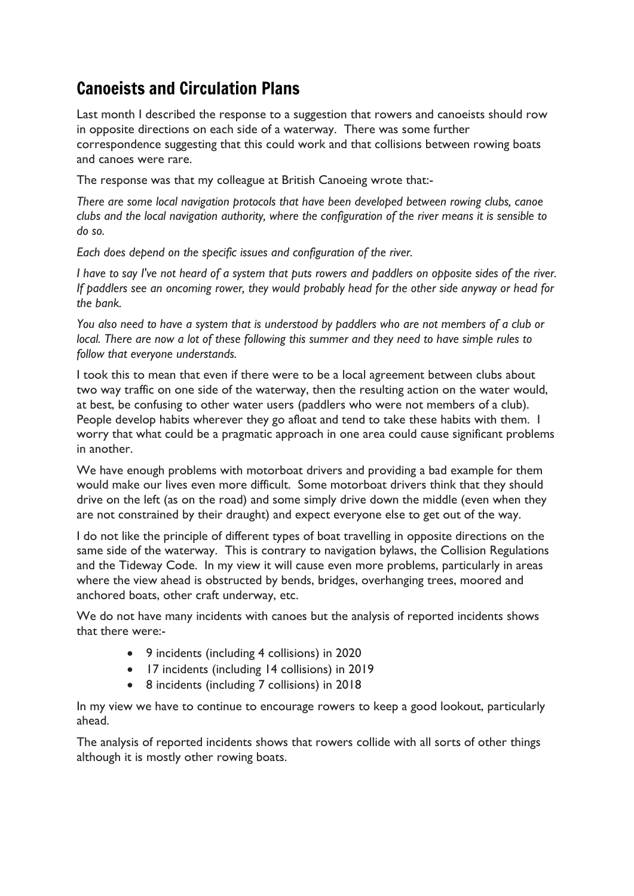## Canoeists and Circulation Plans

Last month I described the response to a suggestion that rowers and canoeists should row in opposite directions on each side of a waterway. There was some further correspondence suggesting that this could work and that collisions between rowing boats and canoes were rare.

The response was that my colleague at British Canoeing wrote that:-

*There are some local navigation protocols that have been developed between rowing clubs, canoe clubs and the local navigation authority, where the configuration of the river means it is sensible to do so.*

*Each does depend on the specific issues and configuration of the river.*

*I have to say I've not heard of a system that puts rowers and paddlers on opposite sides of the river. If paddlers see an oncoming rower, they would probably head for the other side anyway or head for the bank.*

*You also need to have a system that is understood by paddlers who are not members of a club or local. There are now a lot of these following this summer and they need to have simple rules to follow that everyone understands.*

I took this to mean that even if there were to be a local agreement between clubs about two way traffic on one side of the waterway, then the resulting action on the water would, at best, be confusing to other water users (paddlers who were not members of a club). People develop habits wherever they go afloat and tend to take these habits with them. I worry that what could be a pragmatic approach in one area could cause significant problems in another.

We have enough problems with motorboat drivers and providing a bad example for them would make our lives even more difficult. Some motorboat drivers think that they should drive on the left (as on the road) and some simply drive down the middle (even when they are not constrained by their draught) and expect everyone else to get out of the way.

I do not like the principle of different types of boat travelling in opposite directions on the same side of the waterway. This is contrary to navigation bylaws, the Collision Regulations and the Tideway Code. In my view it will cause even more problems, particularly in areas where the view ahead is obstructed by bends, bridges, overhanging trees, moored and anchored boats, other craft underway, etc.

We do not have many incidents with canoes but the analysis of reported incidents shows that there were:-

- 9 incidents (including 4 collisions) in 2020
- 17 incidents (including 14 collisions) in 2019
- 8 incidents (including 7 collisions) in 2018

In my view we have to continue to encourage rowers to keep a good lookout, particularly ahead.

The analysis of reported incidents shows that rowers collide with all sorts of other things although it is mostly other rowing boats.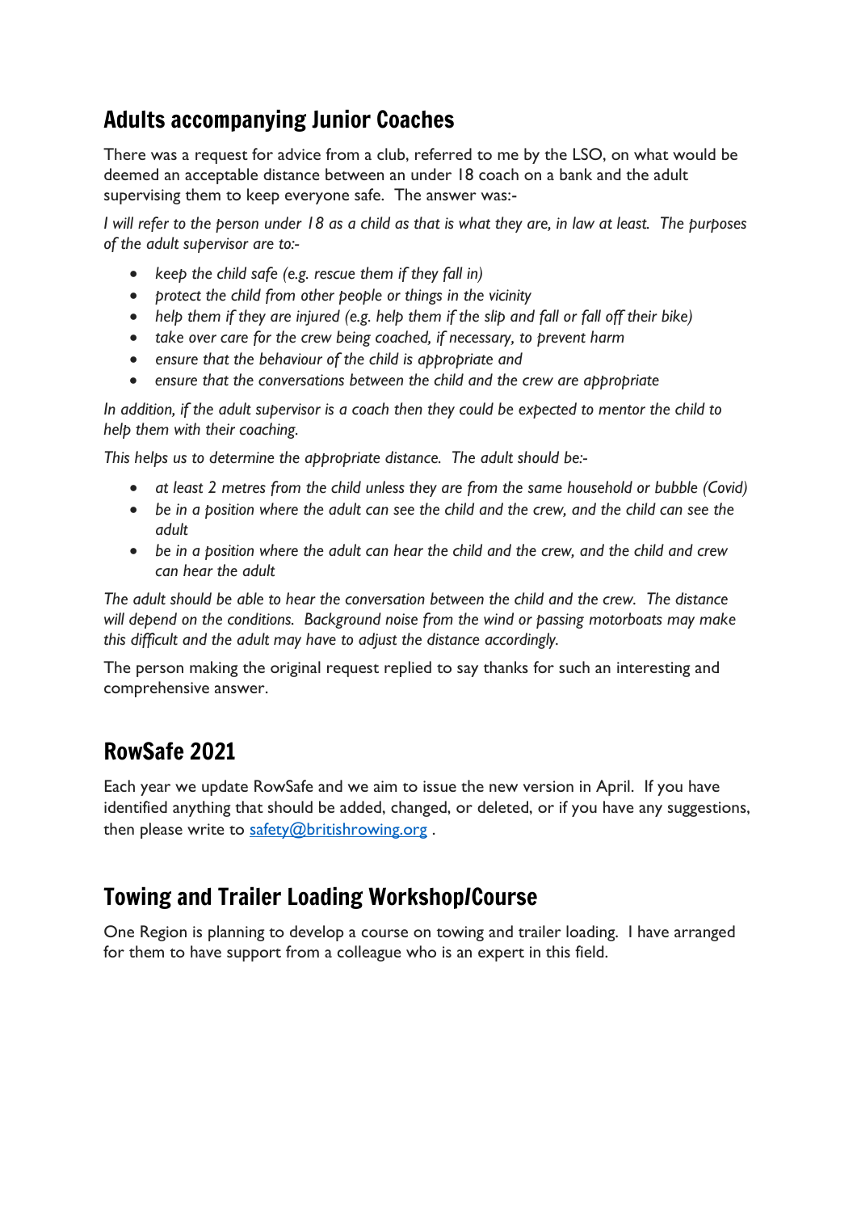## Adults accompanying Junior Coaches

There was a request for advice from a club, referred to me by the LSO, on what would be deemed an acceptable distance between an under 18 coach on a bank and the adult supervising them to keep everyone safe. The answer was:-

*I will refer to the person under 18 as a child as that is what they are, in law at least. The purposes of the adult supervisor are to:-*

- *keep the child safe (e.g. rescue them if they fall in)*
- *protect the child from other people or things in the vicinity*
- *help them if they are injured (e.g. help them if the slip and fall or fall off their bike)*
- *take over care for the crew being coached, if necessary, to prevent harm*
- *ensure that the behaviour of the child is appropriate and*
- *ensure that the conversations between the child and the crew are appropriate*

*In addition, if the adult supervisor is a coach then they could be expected to mentor the child to help them with their coaching.*

*This helps us to determine the appropriate distance. The adult should be:-*

- *at least 2 metres from the child unless they are from the same household or bubble (Covid)*
- *be in a position where the adult can see the child and the crew, and the child can see the adult*
- *be in a position where the adult can hear the child and the crew, and the child and crew can hear the adult*

*The adult should be able to hear the conversation between the child and the crew. The distance will depend on the conditions. Background noise from the wind or passing motorboats may make this difficult and the adult may have to adjust the distance accordingly.*

The person making the original request replied to say thanks for such an interesting and comprehensive answer.

## RowSafe 2021

Each year we update RowSafe and we aim to issue the new version in April. If you have identified anything that should be added, changed, or deleted, or if you have any suggestions, then please write to safety@britishrowing.org .

## Towing and Trailer Loading Workshop/Course

One Region is planning to develop a course on towing and trailer loading. I have arranged for them to have support from a colleague who is an expert in this field.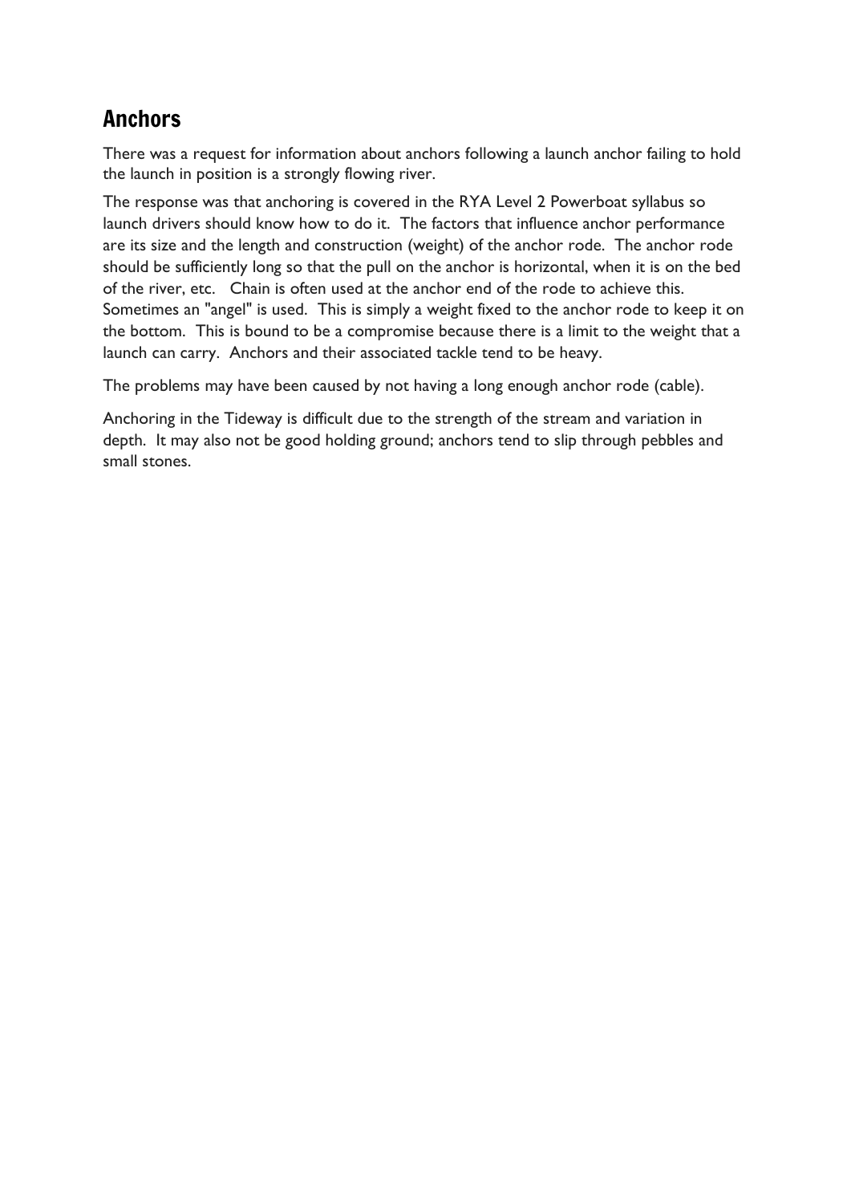## Anchors

There was a request for information about anchors following a launch anchor failing to hold the launch in position is a strongly flowing river.

The response was that anchoring is covered in the RYA Level 2 Powerboat syllabus so launch drivers should know how to do it. The factors that influence anchor performance are its size and the length and construction (weight) of the anchor rode. The anchor rode should be sufficiently long so that the pull on the anchor is horizontal, when it is on the bed of the river, etc. Chain is often used at the anchor end of the rode to achieve this. Sometimes an "angel" is used. This is simply a weight fixed to the anchor rode to keep it on the bottom. This is bound to be a compromise because there is a limit to the weight that a launch can carry. Anchors and their associated tackle tend to be heavy.

The problems may have been caused by not having a long enough anchor rode (cable).

Anchoring in the Tideway is difficult due to the strength of the stream and variation in depth. It may also not be good holding ground; anchors tend to slip through pebbles and small stones.